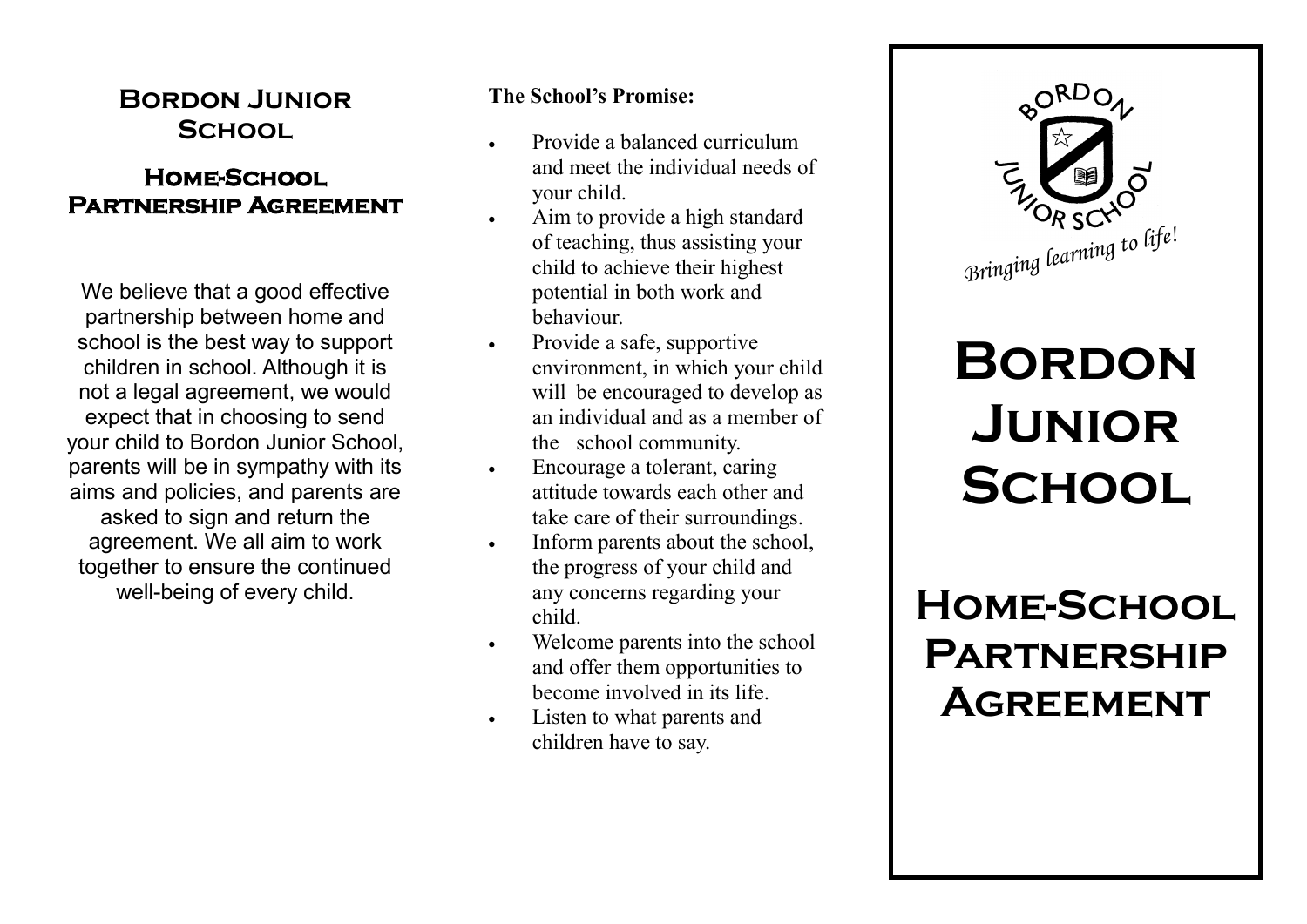# Bordon Junior School

## Home-School Partnership Agreement

We believe that a good effective partnership between home and school is the best way to support children in school. Although it is not a legal agreement, we would expect that in choosing to send your child to Bordon Junior School, parents will be in sympathy with its aims and policies, and parents are asked to sign and return the agreement. We all aim to work together to ensure the continued well-being of every child.

**The School's Promise:**

- Provide a balanced curriculum and meet the individual needs of your child.
- Aim to provide a high standard of teaching, thus assisting your child to achieve their highest potential in both work and behaviour.
- Provide a safe, supportive environment, in which your child will be encouraged to develop as an individual and as a member of the school community.
- Encourage a tolerant, caring attitude towards each other and take care of their surroundings.
- Inform parents about the school, the progress of your child and any concerns regarding your child.
- Welcome parents into the school and offer them opportunities to become involved in its life.
- Listen to what parents and children have to say.

BORDON JUNIOR SCHOOL

*Bringing learning to life!*

# Bordon Junior School

# Home-School Partnership Agreement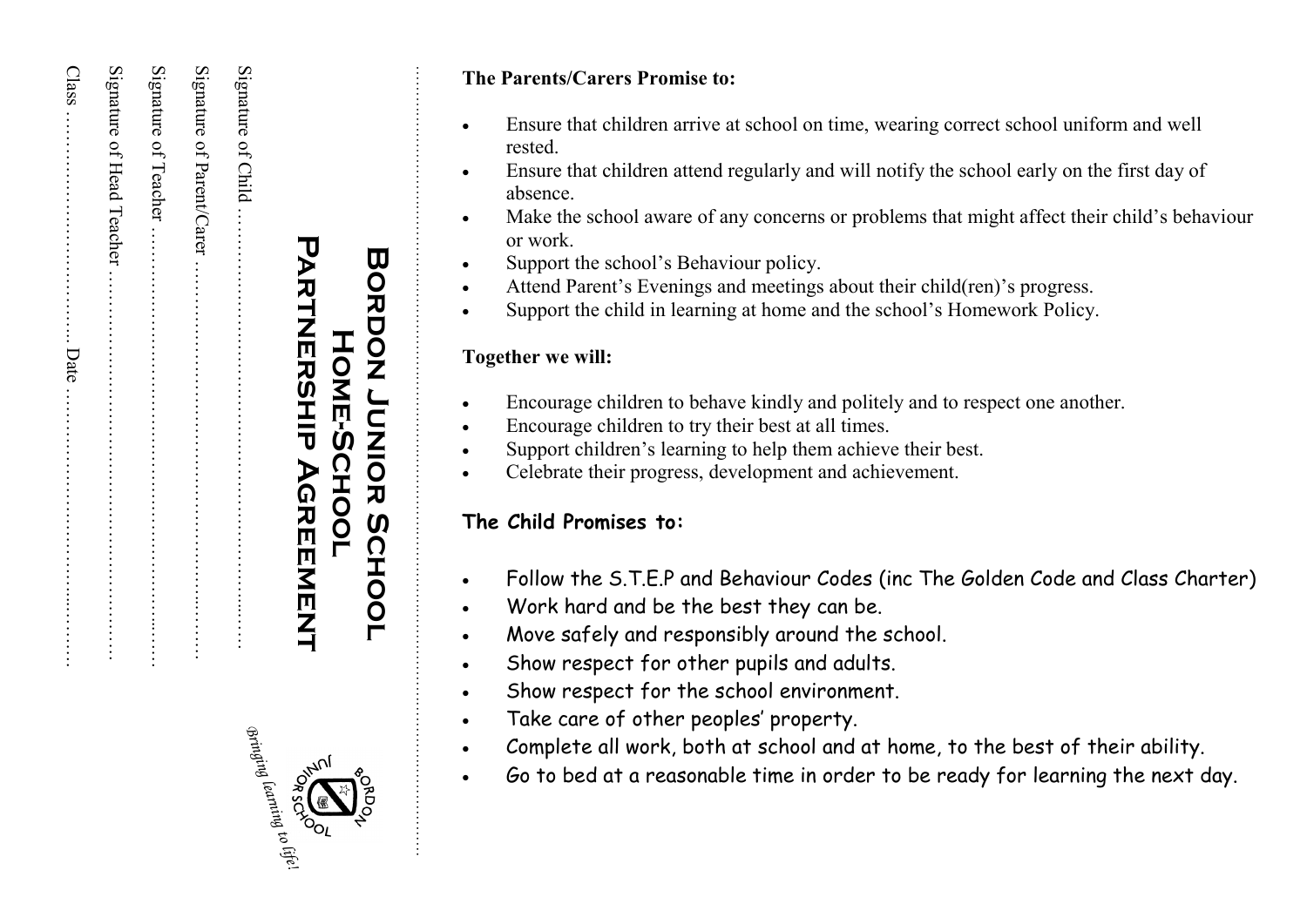# Bordon Junior School
## Home-School
## Partnership Agreement

*Bringing learning to life!*

Signature of Child ………………………………………………

Signature of Parent/Carer ………………………………………

Signature of Teacher ……………………………………………

Signature of Head Teacher ………………………………………

Class ……………………… Date …………………………………

**The Parents/Carers Promise to:**

- Ensure that children arrive at school on time, wearing correct school uniform and well rested.
- Ensure that children attend regularly and will notify the school early on the first day of absence.
- Make the school aware of any concerns or problems that might affect their child's behaviour or work.
- Support the school's Behaviour policy.
- Attend Parent's Evenings and meetings about their child(ren)'s progress.
- Support the child in learning at home and the school's Homework Policy.

**Together we will:**

- Encourage children to behave kindly and politely and to respect one another.
- Encourage children to try their best at all times.
- Support children's learning to help them achieve their best.
- Celebrate their progress, development and achievement.

**The Child Promises to:**

- Follow the S.T.E.P and Behaviour Codes (inc The Golden Code and Class Charter)
- Work hard and be the best they can be.
- Move safely and responsibly around the school.
- Show respect for other pupils and adults.
- Show respect for the school environment.
- Take care of other peoples' property.
- Complete all work, both at school and at home, to the best of their ability.
- Go to bed at a reasonable time in order to be ready for learning the next day.